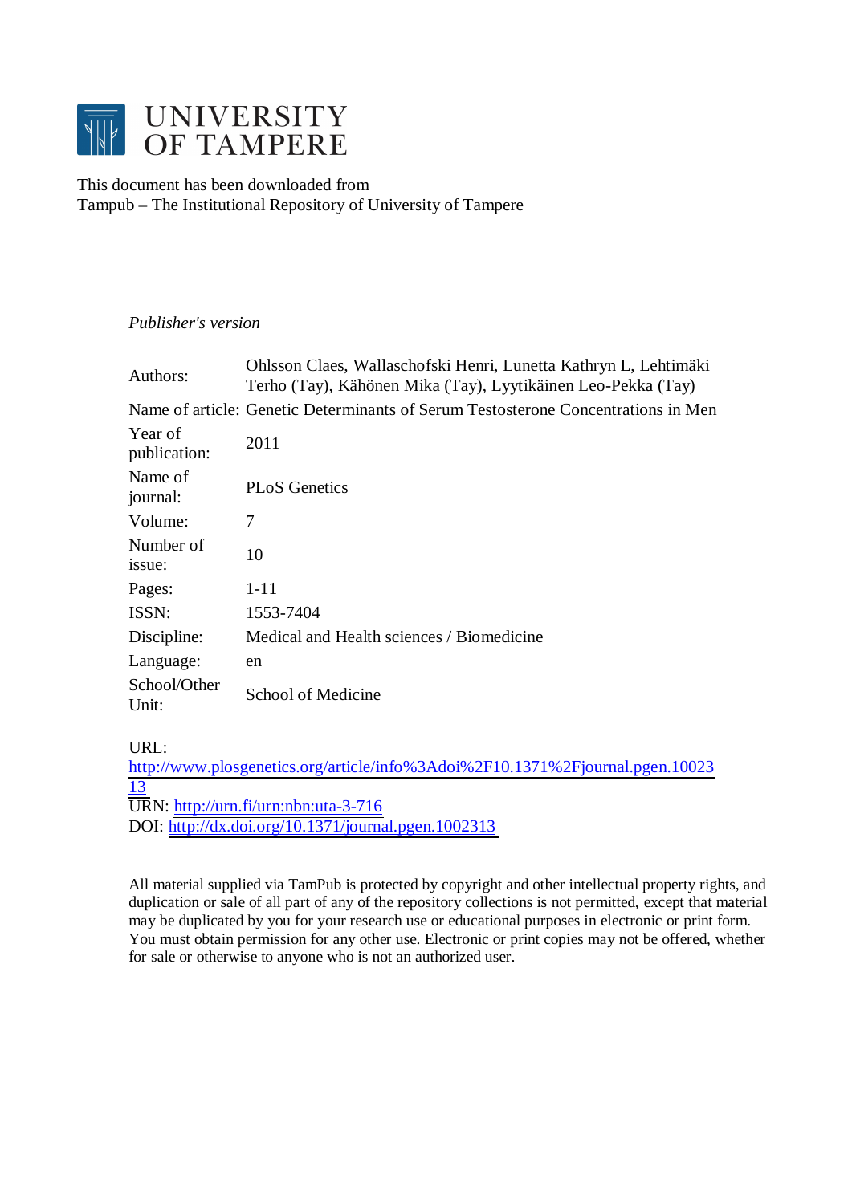# UNIVERSITY OF TAMPERE

This document has been downloaded from
Tampub – The Institutional Repository of University of Tampere

*Publisher's version*

| | |
|---|---|
| Authors: | Ohlsson Claes, Wallaschofski Henri, Lunetta Kathryn L, Lehtimäki Terho (Tay), Kähönen Mika (Tay), Lyytikäinen Leo-Pekka (Tay) |
| Name of article: | Genetic Determinants of Serum Testosterone Concentrations in Men |
| Year of publication: | 2011 |
| Name of journal: | PLoS Genetics |
| Volume: | 7 |
| Number of issue: | 10 |
| Pages: | 1-11 |
| ISSN: | 1553-7404 |
| Discipline: | Medical and Health sciences / Biomedicine |
| Language: | en |
| School/Other Unit: | School of Medicine |

URL:
http://www.plosgenetics.org/article/info%3Adoi%2F10.1371%2Fjournal.pgen.1002313
URN: http://urn.fi/urn:nbn:uta-3-716
DOI: http://dx.doi.org/10.1371/journal.pgen.1002313

All material supplied via TamPub is protected by copyright and other intellectual property rights, and duplication or sale of all part of any of the repository collections is not permitted, except that material may be duplicated by you for your research use or educational purposes in electronic or print form. You must obtain permission for any other use. Electronic or print copies may not be offered, whether for sale or otherwise to anyone who is not an authorized user.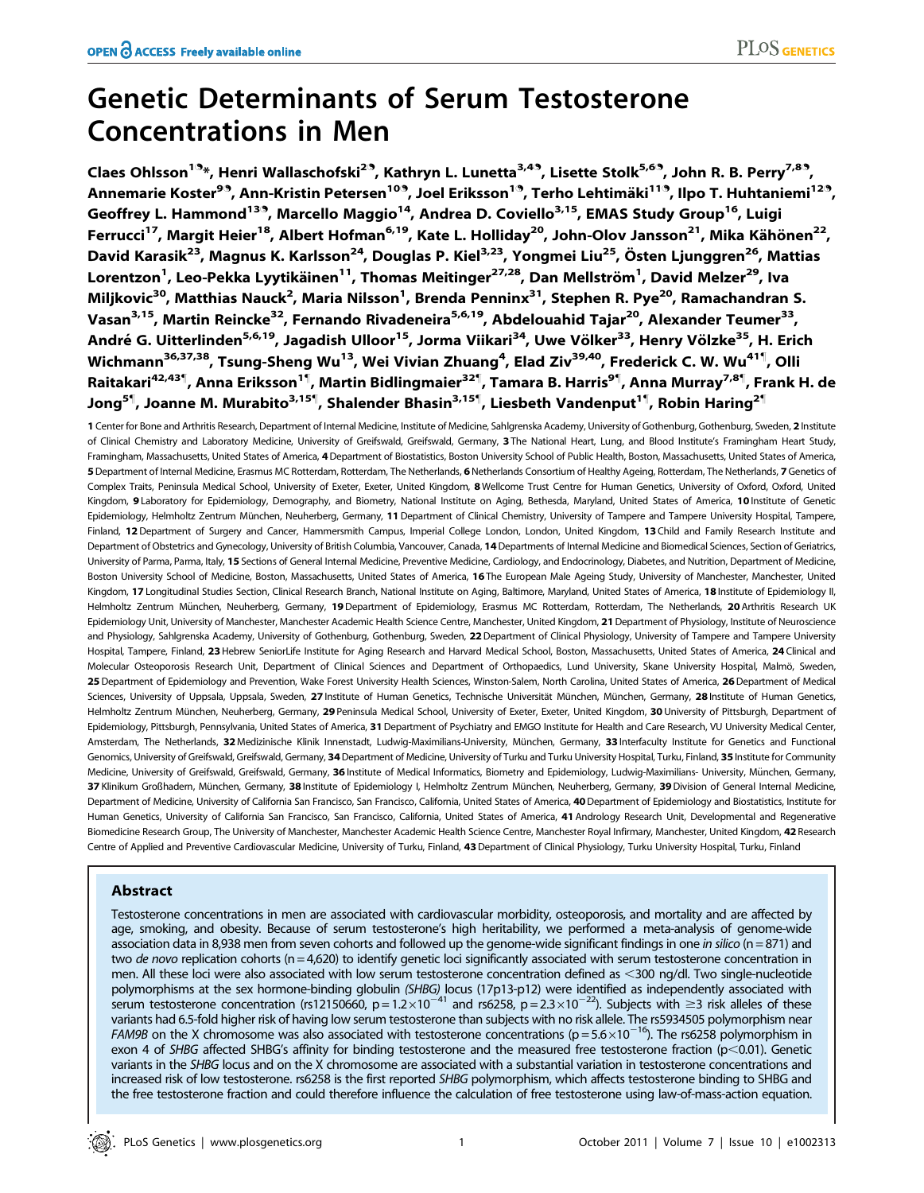# Genetic Determinants of Serum Testosterone Concentrations in Men

Claes Ohlsson[1¶]*, Henri Wallaschofski[2¶], Kathryn L. Lunetta[3,4¶], Lisette Stolk[5,6¶], John R. B. Perry[7,8¶], Annemarie Koster[9¶], Ann-Kristin Petersen[10¶], Joel Eriksson[1¶], Terho Lehtimäki[11¶], Ilpo T. Huhtaniemi[12¶], Geoffrey L. Hammond[13¶], Marcello Maggio[14], Andrea D. Coviello[3,15], EMAS Study Group[16], Luigi Ferrucci[17], Margit Heier[18], Albert Hofman[6,19], Kate L. Holliday[20], John-Olov Jansson[21], Mika Kähönen[22], David Karasik[23], Magnus K. Karlsson[24], Douglas P. Kiel[3,23], Yongmei Liu[25], Östen Ljunggren[26], Mattias Lorentzon[1], Leo-Pekka Lyytikäinen[11], Thomas Meitinger[27,28], Dan Mellström[1], David Melzer[29], Iva Miljkovic[30], Matthias Nauck[2], Maria Nilsson[1], Brenda Penninx[31], Stephen R. Pye[20], Ramachandran S. Vasan[3,15], Martin Reincke[32], Fernando Rivadeneira[5,6,19], Abdelouahid Tajar[20], Alexander Teumer[33], André G. Uitterlinden[5,6,19], Jagadish Ulloor[15], Jorma Viikari[34], Uwe Völker[33], Henry Völzke[35], H. Erich Wichmann[36,37,38], Tsung-Sheng Wu[13], Wei Vivian Zhuang[4], Elad Ziv[39,40], Frederick C. W. Wu[41¶], Olli Raitakari[42,43¶], Anna Eriksson[1¶], Martin Bidlingmaier[32¶], Tamara B. Harris[9¶], Anna Murray[7,8¶], Frank H. de Jong[5¶], Joanne M. Murabito[3,15¶], Shalender Bhasin[3,15¶], Liesbeth Vandenput[1¶], Robin Haring[2¶]

1 Center for Bone and Arthritis Research, Department of Internal Medicine, Institute of Medicine, Sahlgrenska Academy, University of Gothenburg, Gothenburg, Sweden, 2 Institute of Clinical Chemistry and Laboratory Medicine, University of Greifswald, Greifswald, Germany, 3 The National Heart, Lung, and Blood Institute's Framingham Heart Study, Framingham, Massachusetts, United States of America, 4 Department of Biostatistics, Boston University School of Public Health, Boston, Massachusetts, United States of America, 5 Department of Internal Medicine, Erasmus MC Rotterdam, Rotterdam, The Netherlands, 6 Netherlands Consortium of Healthy Ageing, Rotterdam, The Netherlands, 7 Genetics of Complex Traits, Peninsula Medical School, University of Exeter, Exeter, United Kingdom, 8 Wellcome Trust Centre for Human Genetics, University of Oxford, Oxford, United Kingdom, 9 Laboratory for Epidemiology, Demography, and Biometry, National Institute on Aging, Bethesda, Maryland, United States of America, 10 Institute of Genetic Epidemiology, Helmholtz Zentrum München, Neuherberg, Germany, 11 Department of Clinical Chemistry, University of Tampere and Tampere University Hospital, Tampere, Finland, 12 Department of Surgery and Cancer, Hammersmith Campus, Imperial College London, London, United Kingdom, 13 Child and Family Research Institute and Department of Obstetrics and Gynecology, University of British Columbia, Vancouver, Canada, 14 Departments of Internal Medicine and Biomedical Sciences, Section of Geriatrics, University of Parma, Parma, Italy, 15 Sections of General Internal Medicine, Preventive Medicine, Cardiology, and Endocrinology, Diabetes, and Nutrition, Department of Medicine, Boston University School of Medicine, Boston, Massachusetts, United States of America, 16 The European Male Ageing Study, University of Manchester, Manchester, United Kingdom, 17 Longitudinal Studies Section, Clinical Research Branch, National Institute on Aging, Baltimore, Maryland, United States of America, 18 Institute of Epidemiology II, Helmholtz Zentrum München, Neuherberg, Germany, 19 Department of Epidemiology, Erasmus MC Rotterdam, Rotterdam, The Netherlands, 20 Arthritis Research UK Epidemiology Unit, University of Manchester, Manchester Academic Health Science Centre, Manchester, United Kingdom, 21 Department of Physiology, Institute of Neuroscience and Physiology, Sahlgrenska Academy, University of Gothenburg, Gothenburg, Sweden, 22 Department of Clinical Physiology, University of Tampere and Tampere University Hospital, Tampere, Finland, 23 Hebrew SeniorLife Institute for Aging Research and Harvard Medical School, Boston, Massachusetts, United States of America, 24 Clinical and Molecular Osteoporosis Research Unit, Department of Clinical Sciences and Department of Orthopaedics, Lund University, Skane University Hospital, Malmö, Sweden, 25 Department of Epidemiology and Prevention, Wake Forest University Health Sciences, Winston-Salem, North Carolina, United States of America, 26 Department of Medical Sciences, University of Uppsala, Uppsala, Sweden, 27 Institute of Human Genetics, Technische Universität München, München, Germany, 28 Institute of Human Genetics, Helmholtz Zentrum München, Neuherberg, Germany, 29 Peninsula Medical School, University of Exeter, Exeter, United Kingdom, 30 University of Pittsburgh, Department of Epidemiology, Pittsburgh, Pennsylvania, United States of America, 31 Department of Psychiatry and EMGO Institute for Health and Care Research, VU University Medical Center, Amsterdam, The Netherlands, 32 Medizinische Klinik Innenstadt, Ludwig-Maximilians-University, München, Germany, 33 Interfaculty Institute for Genetics and Functional Genomics, University of Greifswald, Greifswald, Germany, 34 Department of Medicine, University of Turku and Turku University Hospital, Turku, Finland, 35 Institute for Community Medicine, University of Greifswald, Greifswald, Germany, 36 Institute of Medical Informatics, Biometry and Epidemiology, Ludwig-Maximilians- University, München, Germany, 37 Klinikum Großhadern, München, Germany, 38 Institute of Epidemiology I, Helmholtz Zentrum München, Neuherberg, Germany, 39 Division of General Internal Medicine, Department of Medicine, University of California San Francisco, San Francisco, California, United States of America, 40 Department of Epidemiology and Biostatistics, Institute for Human Genetics, University of California San Francisco, San Francisco, California, United States of America, 41 Andrology Research Unit, Developmental and Regenerative Biomedicine Research Group, The University of Manchester, Manchester Academic Health Science Centre, Manchester Royal Infirmary, Manchester, United Kingdom, 42 Research Centre of Applied and Preventive Cardiovascular Medicine, University of Turku, Finland, 43 Department of Clinical Physiology, Turku University Hospital, Turku, Finland

## Abstract

Testosterone concentrations in men are associated with cardiovascular morbidity, osteoporosis, and mortality and are affected by age, smoking, and obesity. Because of serum testosterone's high heritability, we performed a meta-analysis of genome-wide association data in 8,938 men from seven cohorts and followed up the genome-wide significant findings in one *in silico* (n = 871) and two *de novo* replication cohorts (n = 4,620) to identify genetic loci significantly associated with serum testosterone concentration in men. All these loci were also associated with low serum testosterone concentration defined as <300 ng/dl. Two single-nucleotide polymorphisms at the sex hormone-binding globulin *(SHBG)* locus (17p13-p12) were identified as independently associated with serum testosterone concentration (rs12150660, $p = 1.2 \times 10^{-41}$ and rs6258, $p = 2.3 \times 10^{-22}$). Subjects with ≥3 risk alleles of these variants had 6.5-fold higher risk of having low serum testosterone than subjects with no risk allele. The rs5934505 polymorphism near *FAM9B* on the X chromosome was also associated with testosterone concentrations ($p = 5.6 \times 10^{-16}$). The rs6258 polymorphism in exon 4 of *SHBG* affected SHBG's affinity for binding testosterone and the measured free testosterone fraction ($p < 0.01$). Genetic variants in the *SHBG* locus and on the X chromosome are associated with a substantial variation in testosterone concentrations and increased risk of low testosterone. rs6258 is the first reported *SHBG* polymorphism, which affects testosterone binding to SHBG and the free testosterone fraction and could therefore influence the calculation of free testosterone using law-of-mass-action equation.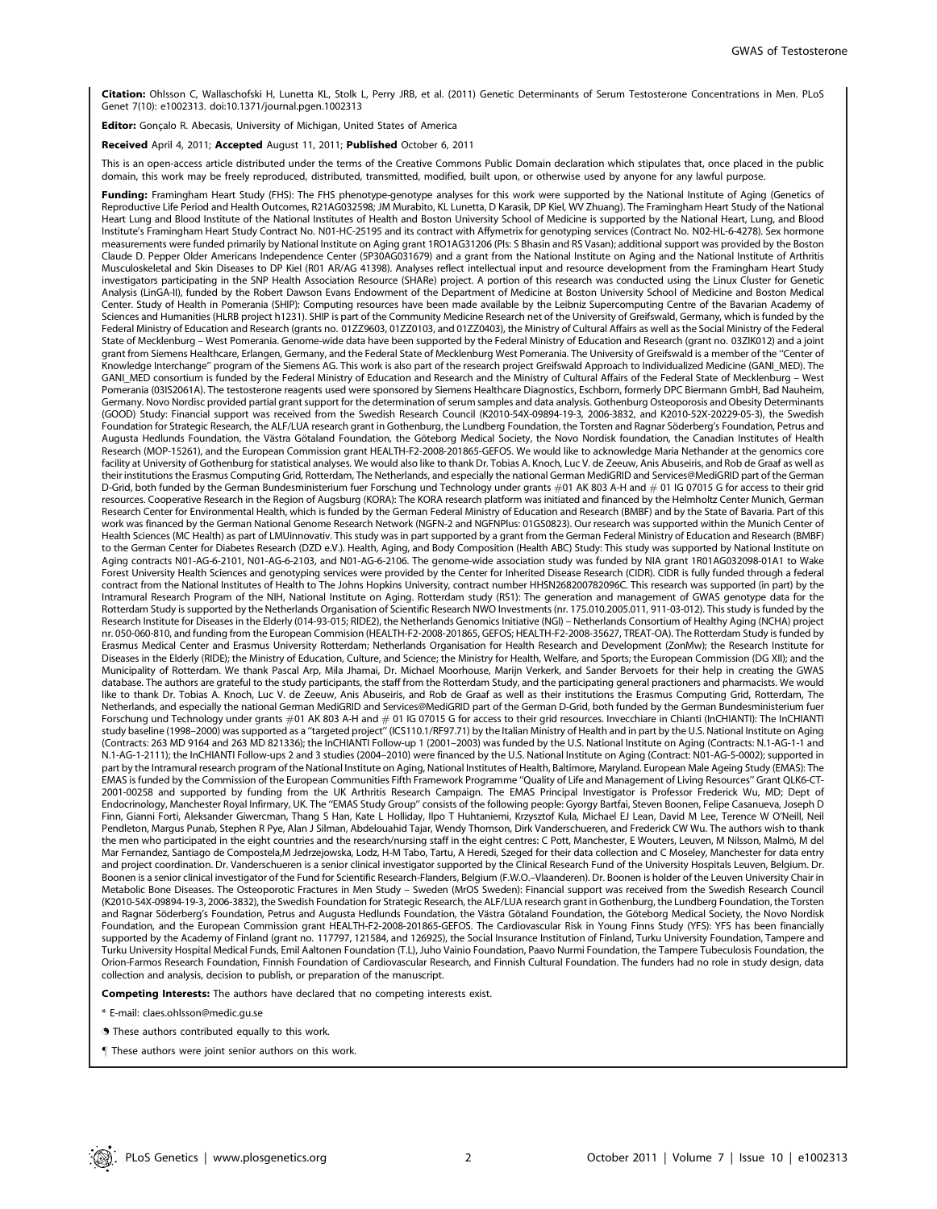**Citation:** Ohlsson C, Wallaschofski H, Lunetta KL, Stolk L, Perry JRB, et al. (2011) Genetic Determinants of Serum Testosterone Concentrations in Men. PLoS Genet 7(10): e1002313. doi:10.1371/journal.pgen.1002313

**Editor:** Gonçalo R. Abecasis, University of Michigan, United States of America

**Received** April 4, 2011; **Accepted** August 11, 2011; **Published** October 6, 2011

This is an open-access article distributed under the terms of the Creative Commons Public Domain declaration which stipulates that, once placed in the public domain, this work may be freely reproduced, distributed, transmitted, modified, built upon, or otherwise used by anyone for any lawful purpose.

**Funding:** Framingham Heart Study (FHS): The FHS phenotype-genotype analyses for this work were supported by the National Institute of Aging (Genetics of Reproductive Life Period and Health Outcomes, R21AG032598; JM Murabito, KL Lunetta, D Karasik, DP Kiel, WV Zhuang). The Framingham Heart Study of the National Heart Lung and Blood Institute of the National Institutes of Health and Boston University School of Medicine is supported by the National Heart, Lung, and Blood Institute's Framingham Heart Study Contract No. N01-HC-25195 and its contract with Affymetrix for genotyping services (Contract No. N02-HL-6-4278). Sex hormone measurements were funded primarily by National Institute on Aging grant 1RO1AG31206 (PIs: S Bhasin and RS Vasan); additional support was provided by the Boston Claude D. Pepper Older Americans Independence Center (5P30AG031679) and a grant from the National Institute on Aging and the National Institute of Arthritis Musculoskeletal and Skin Diseases to DP Kiel (R01 AR/AG 41398). Analyses reflect intellectual input and resource development from the Framingham Heart Study investigators participating in the SNP Health Association Resource (SHARe) project. A portion of this research was conducted using the Linux Cluster for Genetic Analysis (LinGA-II), funded by the Robert Dawson Evans Endowment of the Department of Medicine at Boston University School of Medicine and Boston Medical Center. Study of Health in Pomerania (SHIP): Computing resources have been made available by the Leibniz Supercomputing Centre of the Bavarian Academy of Sciences and Humanities (HLRB project h1231). SHIP is part of the Community Medicine Research net of the University of Greifswald, Germany, which is funded by the Federal Ministry of Education and Research (grants no. 01ZZ9603, 01ZZ0103, and 01ZZ0403), the Ministry of Cultural Affairs as well as the Social Ministry of the Federal State of Mecklenburg – West Pomerania. Genome-wide data have been supported by the Federal Ministry of Education and Research (grant no. 03ZIK012) and a joint grant from Siemens Healthcare, Erlangen, Germany, and the Federal State of Mecklenburg West Pomerania. The University of Greifswald is a member of the "Center of Knowledge Interchange" program of the Siemens AG. This work is also part of the research project Greifswald Approach to Individualized Medicine (GANI_MED). The GANI_MED consortium is funded by the Federal Ministry of Education and Research and the Ministry of Cultural Affairs of the Federal State of Mecklenburg – West Pomerania (03IS2061A). The testosterone reagents used were sponsored by Siemens Healthcare Diagnostics, Eschborn, formerly DPC Biermann GmbH, Bad Nauheim, Germany. Novo Nordisc provided partial grant support for the determination of serum samples and data analysis. Gothenburg Osteoporosis and Obesity Determinants (GOOD) Study: Financial support was received from the Swedish Research Council (K2010-54X-09894-19-3, 2006-3832, and K2010-52X-20229-05-3), the Swedish Foundation for Strategic Research, the ALF/LUA research grant in Gothenburg, the Lundberg Foundation, the Torsten and Ragnar Söderberg's Foundation, Petrus and Augusta Hedlunds Foundation, the Västra Götaland Foundation, the Göteborg Medical Society, the Novo Nordisk foundation, the Canadian Institutes of Health Research (MOP-15261), and the European Commission grant HEALTH-F2-2008-201865-GEFOS. We would like to acknowledge Maria Nethander at the genomics core facility at University of Gothenburg for statistical analyses. We would also like to thank Dr. Tobias A. Knoch, Luc V. de Zeeuw, Anis Abuseiris, and Rob de Graaf as well as their institutions the Erasmus Computing Grid, Rotterdam, The Netherlands, and especially the national German MediGRID and Services@MediGRID part of the German D-Grid, both funded by the German Bundesministerium fuer Forschung und Technology under grants #01 AK 803 A-H and # 01 IG 07015 G for access to their grid resources. Cooperative Research in the Region of Augsburg (KORA): The KORA research platform was initiated and financed by the Helmholtz Center Munich, German Research Center for Environmental Health, which is funded by the German Federal Ministry of Education and Research (BMBF) and by the State of Bavaria. Part of this work was financed by the German National Genome Research Network (NGFN-2 and NGFNPlus: 01GS0823). Our research was supported within the Munich Center of Health Sciences (MC Health) as part of LMUinnovativ. This study was in part supported by a grant from the German Federal Ministry of Education and Research (BMBF) to the German Center for Diabetes Research (DZD e.V.). Health, Aging, and Body Composition (Health ABC) Study: This study was supported by National Institute on Aging contracts N01-AG-6-2101, N01-AG-6-2103, and N01-AG-6-2106. The genome-wide association study was funded by NIA grant 1R01AG032098-01A1 to Wake Forest University Health Sciences and genotyping services were provided by the Center for Inherited Disease Research (CIDR). CIDR is fully funded through a federal contract from the National Institutes of Health to The Johns Hopkins University, contract number HHSN268200782096C. This research was supported (in part) by the Intramural Research Program of the NIH, National Institute on Aging. Rotterdam study (RS1): The generation and management of GWAS genotype data for the Rotterdam Study is supported by the Netherlands Organisation of Scientific Research NWO Investments (nr. 175.010.2005.011, 911-03-012). This study is funded by the Research Institute for Diseases in the Elderly (014-93-015; RIDE2), the Netherlands Genomics Initiative (NGI) – Netherlands Consortium of Healthy Aging (NCHA) project nr. 050-060-810, and funding from the European Commision (HEALTH-F2-2008-201865, GEFOS; HEALTH-F2-2008-35627, TREAT-OA). The Rotterdam Study is funded by Erasmus Medical Center and Erasmus University Rotterdam; Netherlands Organisation for Health Research and Development (ZonMw); the Research Institute for Diseases in the Elderly (RIDE); the Ministry of Education, Culture, and Science; the Ministry for Health, Welfare, and Sports; the European Commission (DG XII); and the Municipality of Rotterdam. We thank Pascal Arp, Mila Jhamai, Dr. Michael Moorhouse, Marijn Verkerk, and Sander Bervoets for their help in creating the GWAS database. The authors are grateful to the study participants, the staff from the Rotterdam Study, and the participating general practioners and pharmacists. We would like to thank Dr. Tobias A. Knoch, Luc V. de Zeeuw, Anis Abuseiris, and Rob de Graaf as well as their institutions the Erasmus Computing Grid, Rotterdam, The Netherlands, and especially the national German MediGRID and Services@MediGRID part of the German D-Grid, both funded by the German Bundesministerium fuer Forschung und Technology under grants #01 AK 803 A-H and # 01 IG 07015 G for access to their grid resources. Invecchiare in Chianti (InCHIANTI): The InCHIANTI study baseline (1998–2000) was supported as a "targeted project" (ICS110.1/RF97.71) by the Italian Ministry of Health and in part by the U.S. National Institute on Aging (Contracts: 263 MD 9164 and 263 MD 821336); the InCHIANTI Follow-up 1 (2001–2003) was funded by the U.S. National Institute on Aging (Contracts: N.1-AG-1-1 and N.1-AG-1-2111); the InCHIANTI Follow-ups 2 and 3 studies (2004–2010) were financed by the U.S. National Institute on Aging (Contract: N01-AG-5-0002); supported in part by the Intramural research program of the National Institute on Aging, National Institutes of Health, Baltimore, Maryland. European Male Ageing Study (EMAS): The EMAS is funded by the Commission of the European Communities Fifth Framework Programme "Quality of Life and Management of Living Resources" Grant QLK6-CT-2001-00258 and supported by funding from the UK Arthritis Research Campaign. The EMAS Principal Investigator is Professor Frederick Wu, MD; Dept of Endocrinology, Manchester Royal Infirmary, UK. The "EMAS Study Group" consists of the following people: Gyorgy Bartfai, Steven Boonen, Felipe Casanueva, Joseph D Finn, Gianni Forti, Aleksander Giwercman, Thang S Han, Kate L Holliday, Ilpo T Huhtaniemi, Krzysztof Kula, Michael EJ Lean, David M Lee, Terence W O'Neill, Neil Pendleton, Margus Punab, Stephen R Pye, Alan J Silman, Abdelouahid Tajar, Wendy Thomson, Dirk Vanderschueren, and Frederick CW Wu. The authors wish to thank the men who participated in the eight countries and the research/nursing staff in the eight centres: C Pott, Manchester, E Wouters, Leuven, M Nilsson, Malmö, M del Mar Fernandez, Santiago de Compostela,M Jedrzejowska, Lodz, H-M Tabo, Tartu, A Heredi, Szeged for their data collection and C Moseley, Manchester for data entry and project coordination. Dr. Vanderschueren is a senior clinical investigator supported by the Clinical Research Fund of the University Hospitals Leuven, Belgium. Dr. Boonen is a senior clinical investigator of the Fund for Scientific Research-Flanders, Belgium (F.W.O.–Vlaanderen). Dr. Boonen is holder of the Leuven University Chair in Metabolic Bone Diseases. The Osteoporotic Fractures in Men Study – Sweden (MrOS Sweden): Financial support was received from the Swedish Research Council (K2010-54X-09894-19-3, 2006-3832), the Swedish Foundation for Strategic Research, the ALF/LUA research grant in Gothenburg, the Lundberg Foundation, the Torsten and Ragnar Söderberg's Foundation, Petrus and Augusta Hedlunds Foundation, the Västra Götaland Foundation, the Göteborg Medical Society, the Novo Nordisk Foundation, and the European Commission grant HEALTH-F2-2008-201865-GEFOS. The Cardiovascular Risk in Young Finns Study (YFS): YFS has been financially supported by the Academy of Finland (grant no. 117797, 121584, and 126925), the Social Insurance Institution of Finland, Turku University Foundation, Tampere and Turku University Hospital Medical Funds, Emil Aaltonen Foundation (T.L), Juho Vainio Foundation, Paavo Nurmi Foundation, the Tampere Tubeculosis Foundation, the Orion-Farmos Research Foundation, Finnish Foundation of Cardiovascular Research, and Finnish Cultural Foundation. The funders had no role in study design, data collection and analysis, decision to publish, or preparation of the manuscript.

**Competing Interests:** The authors have declared that no competing interests exist.

* E-mail: claes.ohlsson@medic.gu.se

9 These authors contributed equally to this work.

¶ These authors were joint senior authors on this work.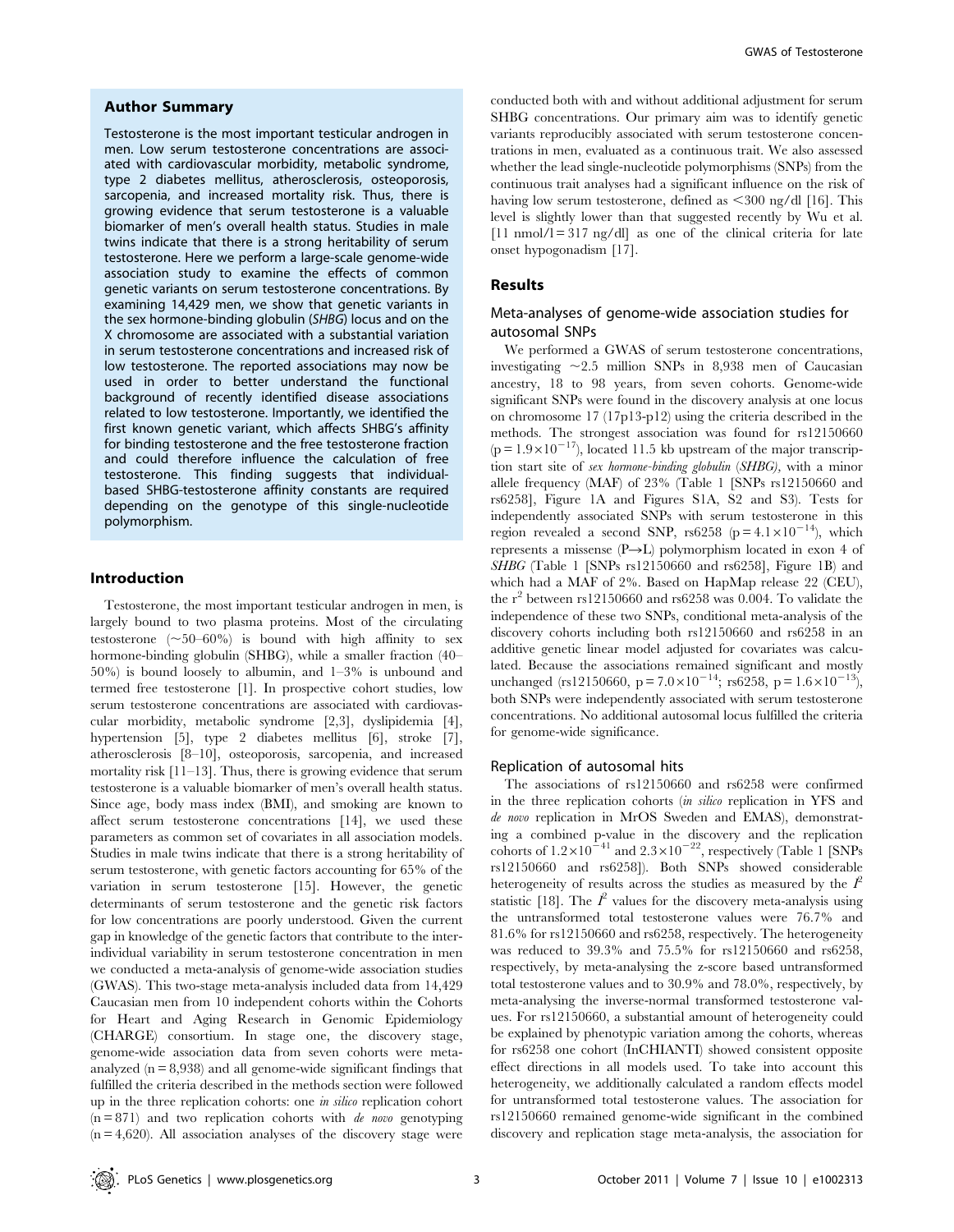## Author Summary

Testosterone is the most important testicular androgen in men. Low serum testosterone concentrations are associated with cardiovascular morbidity, metabolic syndrome, type 2 diabetes mellitus, atherosclerosis, osteoporosis, sarcopenia, and increased mortality risk. Thus, there is growing evidence that serum testosterone is a valuable biomarker of men's overall health status. Studies in male twins indicate that there is a strong heritability of serum testosterone. Here we perform a large-scale genome-wide association study to examine the effects of common genetic variants on serum testosterone concentrations. By examining 14,429 men, we show that genetic variants in the sex hormone-binding globulin (*SHBG*) locus and on the X chromosome are associated with a substantial variation in serum testosterone concentrations and increased risk of low testosterone. The reported associations may now be used in order to better understand the functional background of recently identified disease associations related to low testosterone. Importantly, we identified the first known genetic variant, which affects SHBG's affinity for binding testosterone and the free testosterone fraction and could therefore influence the calculation of free testosterone. This finding suggests that individual-based SHBG-testosterone affinity constants are required depending on the genotype of this single-nucleotide polymorphism.

## Introduction

Testosterone, the most important testicular androgen in men, is largely bound to two plasma proteins. Most of the circulating testosterone (~50–60%) is bound with high affinity to sex hormone-binding globulin (SHBG), while a smaller fraction (40–50%) is bound loosely to albumin, and 1–3% is unbound and termed free testosterone [1]. In prospective cohort studies, low serum testosterone concentrations are associated with cardiovascular morbidity, metabolic syndrome [2,3], dyslipidemia [4], hypertension [5], type 2 diabetes mellitus [6], stroke [7], atherosclerosis [8–10], osteoporosis, sarcopenia, and increased mortality risk [11–13]. Thus, there is growing evidence that serum testosterone is a valuable biomarker of men's overall health status. Since age, body mass index (BMI), and smoking are known to affect serum testosterone concentrations [14], we used these parameters as common set of covariates in all association models. Studies in male twins indicate that there is a strong heritability of serum testosterone, with genetic factors accounting for 65% of the variation in serum testosterone [15]. However, the genetic determinants of serum testosterone and the genetic risk factors for low concentrations are poorly understood. Given the current gap in knowledge of the genetic factors that contribute to the inter-individual variability in serum testosterone concentration in men we conducted a meta-analysis of genome-wide association studies (GWAS). This two-stage meta-analysis included data from 14,429 Caucasian men from 10 independent cohorts within the Cohorts for Heart and Aging Research in Genomic Epidemiology (CHARGE) consortium. In stage one, the discovery stage, genome-wide association data from seven cohorts were meta-analyzed (n = 8,938) and all genome-wide significant findings that fulfilled the criteria described in the methods section were followed up in the three replication cohorts: one *in silico* replication cohort (n = 871) and two replication cohorts with *de novo* genotyping (n = 4,620). All association analyses of the discovery stage were conducted both with and without additional adjustment for serum SHBG concentrations. Our primary aim was to identify genetic variants reproducibly associated with serum testosterone concentrations in men, evaluated as a continuous trait. We also assessed whether the lead single-nucleotide polymorphisms (SNPs) from the continuous trait analyses had a significant influence on the risk of having low serum testosterone, defined as <300 ng/dl [16]. This level is slightly lower than that suggested recently by Wu et al. [11 nmol/l = 317 ng/dl] as one of the clinical criteria for late onset hypogonadism [17].

## Results

### Meta-analyses of genome-wide association studies for autosomal SNPs

We performed a GWAS of serum testosterone concentrations, investigating ~2.5 million SNPs in 8,938 men of Caucasian ancestry, 18 to 98 years, from seven cohorts. Genome-wide significant SNPs were found in the discovery analysis at one locus on chromosome 17 (17p13-p12) using the criteria described in the methods. The strongest association was found for rs12150660 ($p = 1.9\times10^{-17}$), located 11.5 kb upstream of the major transcription start site of *sex hormone-binding globulin* (*SHBG)*, with a minor allele frequency (MAF) of 23% (Table 1 [SNPs rs12150660 and rs6258], Figure 1A and Figures S1A, S2 and S3). Tests for independently associated SNPs with serum testosterone in this region revealed a second SNP, rs6258 ($p = 4.1\times10^{-14}$), which represents a missense (P→L) polymorphism located in exon 4 of *SHBG* (Table 1 [SNPs rs12150660 and rs6258], Figure 1B) and which had a MAF of 2%. Based on HapMap release 22 (CEU), the $r^2$ between rs12150660 and rs6258 was 0.004. To validate the independence of these two SNPs, conditional meta-analysis of the discovery cohorts including both rs12150660 and rs6258 in an additive genetic linear model adjusted for covariates was calculated. Because the associations remained significant and mostly unchanged (rs12150660, $p = 7.0\times10^{-14}$; rs6258, $p = 1.6\times10^{-13}$), both SNPs were independently associated with serum testosterone concentrations. No additional autosomal locus fulfilled the criteria for genome-wide significance.

### Replication of autosomal hits

The associations of rs12150660 and rs6258 were confirmed in the three replication cohorts (*in silico* replication in YFS and *de novo* replication in MrOS Sweden and EMAS), demonstrating a combined p-value in the discovery and the replication cohorts of $1.2\times10^{-41}$ and $2.3\times10^{-22}$, respectively (Table 1 [SNPs rs12150660 and rs6258]). Both SNPs showed considerable heterogeneity of results across the studies as measured by the $I^2$ statistic [18]. The $I^2$ values for the discovery meta-analysis using the untransformed total testosterone values were 76.7% and 81.6% for rs12150660 and rs6258, respectively. The heterogeneity was reduced to 39.3% and 75.5% for rs12150660 and rs6258, respectively, by meta-analysing the z-score based untransformed total testosterone values and to 30.9% and 78.0%, respectively, by meta-analysing the inverse-normal transformed testosterone values. For rs12150660, a substantial amount of heterogeneity could be explained by phenotypic variation among the cohorts, whereas for rs6258 one cohort (InCHIANTI) showed consistent opposite effect directions in all models used. To take into account this heterogeneity, we additionally calculated a random effects model for untransformed total testosterone values. The association for rs12150660 remained genome-wide significant in the combined discovery and replication stage meta-analysis, the association for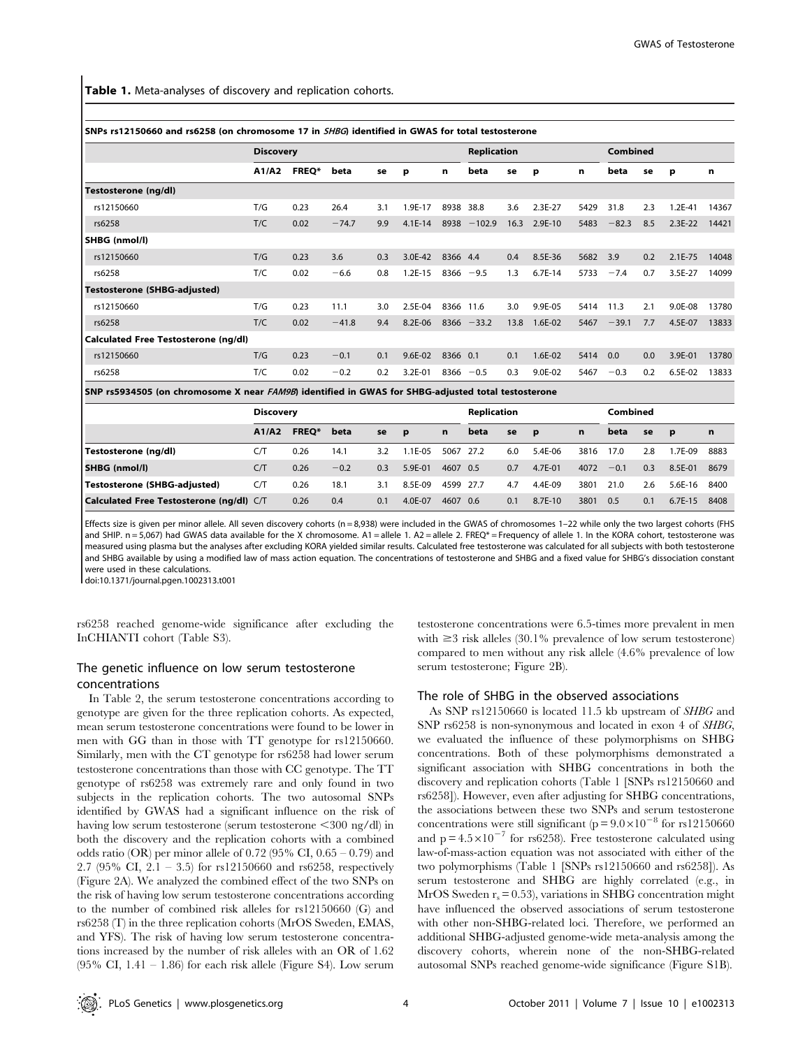**Table 1.** Meta-analyses of discovery and replication cohorts.

| SNPs rs12150660 and rs6258 (on chromosome 17 in *SHBG*) identified in GWAS for total testosterone | | | | | | | | | | | | | | |
|---|---|---|---|---|---|---|---|---|---|---|---|---|---|---|
| | Discovery | | | | | | Replication | | | | Combined | | | |
| | A1/A2 | FREQ* | beta | se | p | n | beta | se | p | n | beta | se | p | n |
| **Testosterone (ng/dl)** | | | | | | | | | | | | | | |
| rs12150660 | T/G | 0.23 | 26.4 | 3.1 | 1.9E-17 | 8938 | 38.8 | 3.6 | 2.3E-27 | 5429 | 31.8 | 2.3 | 1.2E-41 | 14367 |
| rs6258 | T/C | 0.02 | −74.7 | 9.9 | 4.1E-14 | 8938 | −102.9 | 16.3 | 2.9E-10 | 5483 | −82.3 | 8.5 | 2.3E-22 | 14421 |
| **SHBG (nmol/l)** | | | | | | | | | | | | | | |
| rs12150660 | T/G | 0.23 | 3.6 | 0.3 | 3.0E-42 | 8366 | 4.4 | 0.4 | 8.5E-36 | 5682 | 3.9 | 0.2 | 2.1E-75 | 14048 |
| rs6258 | T/C | 0.02 | −6.6 | 0.8 | 1.2E-15 | 8366 | −9.5 | 1.3 | 6.7E-14 | 5733 | −7.4 | 0.7 | 3.5E-27 | 14099 |
| **Testosterone (SHBG-adjusted)** | | | | | | | | | | | | | | |
| rs12150660 | T/G | 0.23 | 11.1 | 3.0 | 2.5E-04 | 8366 | 11.6 | 3.0 | 9.9E-05 | 5414 | 11.3 | 2.1 | 9.0E-08 | 13780 |
| rs6258 | T/C | 0.02 | −41.8 | 9.4 | 8.2E-06 | 8366 | −33.2 | 13.8 | 1.6E-02 | 5467 | −39.1 | 7.7 | 4.5E-07 | 13833 |
| **Calculated Free Testosterone (ng/dl)** | | | | | | | | | | | | | | |
| rs12150660 | T/G | 0.23 | −0.1 | 0.1 | 9.6E-02 | 8366 | 0.1 | 0.1 | 1.6E-02 | 5414 | 0.0 | 0.0 | 3.9E-01 | 13780 |
| rs6258 | T/C | 0.02 | −0.2 | 0.2 | 3.2E-01 | 8366 | −0.5 | 0.3 | 9.0E-02 | 5467 | −0.3 | 0.2 | 6.5E-02 | 13833 |
| **SNP rs5934505 (on chromosome X near *FAM9B*) identified in GWAS for SHBG-adjusted total testosterone** | | | | | | | | | | | | | | |
| | Discovery | | | | | | Replication | | | | Combined | | | |
| | A1/A2 | FREQ* | beta | se | p | n | beta | se | p | n | beta | se | p | n |
| **Testosterone (ng/dl)** | C/T | 0.26 | 14.1 | 3.2 | 1.1E-05 | 5067 | 27.2 | 6.0 | 5.4E-06 | 3816 | 17.0 | 2.8 | 1.7E-09 | 8883 |
| **SHBG (nmol/l)** | C/T | 0.26 | −0.2 | 0.3 | 5.9E-01 | 4607 | 0.5 | 0.7 | 4.7E-01 | 4072 | −0.1 | 0.3 | 8.5E-01 | 8679 |
| **Testosterone (SHBG-adjusted)** | C/T | 0.26 | 18.1 | 3.1 | 8.5E-09 | 4599 | 27.7 | 4.7 | 4.4E-09 | 3801 | 21.0 | 2.6 | 5.6E-16 | 8400 |
| **Calculated Free Testosterone (ng/dl)** | C/T | 0.26 | 0.4 | 0.1 | 4.0E-07 | 4607 | 0.6 | 0.1 | 8.7E-10 | 3801 | 0.5 | 0.1 | 6.7E-15 | 8408 |

Effects size is given per minor allele. All seven discovery cohorts (n = 8,938) were included in the GWAS of chromosomes 1–22 while only the two largest cohorts (FHS and SHIP. n = 5,067) had GWAS data available for the X chromosome. A1 = allele 1. A2 = allele 2. FREQ* = Frequency of allele 1. In the KORA cohort, testosterone was measured using plasma but the analyses after excluding KORA yielded similar results. Calculated free testosterone was calculated for all subjects with both testosterone and SHBG available by using a modified law of mass action equation. The concentrations of testosterone and SHBG and a fixed value for SHBG's dissociation constant were used in these calculations.
doi:10.1371/journal.pgen.1002313.t001

rs6258 reached genome-wide significance after excluding the InCHIANTI cohort (Table S3).

### The genetic influence on low serum testosterone concentrations

In Table 2, the serum testosterone concentrations according to genotype are given for the three replication cohorts. As expected, mean serum testosterone concentrations were found to be lower in men with GG than in those with TT genotype for rs12150660. Similarly, men with the CT genotype for rs6258 had lower serum testosterone concentrations than those with CC genotype. The TT genotype of rs6258 was extremely rare and only found in two subjects in the replication cohorts. The two autosomal SNPs identified by GWAS had a significant influence on the risk of having low serum testosterone (serum testosterone <300 ng/dl) in both the discovery and the replication cohorts with a combined odds ratio (OR) per minor allele of 0.72 (95% CI, 0.65 – 0.79) and 2.7 (95% CI, 2.1 – 3.5) for rs12150660 and rs6258, respectively (Figure 2A). We analyzed the combined effect of the two SNPs on the risk of having low serum testosterone concentrations according to the number of combined risk alleles for rs12150660 (G) and rs6258 (T) in the three replication cohorts (MrOS Sweden, EMAS, and YFS). The risk of having low serum testosterone concentrations increased by the number of risk alleles with an OR of 1.62 (95% CI, 1.41 – 1.86) for each risk allele (Figure S4). Low serum testosterone concentrations were 6.5-times more prevalent in men with ≥3 risk alleles (30.1% prevalence of low serum testosterone) compared to men without any risk allele (4.6% prevalence of low serum testosterone; Figure 2B).

### The role of SHBG in the observed associations

As SNP rs12150660 is located 11.5 kb upstream of *SHBG* and SNP rs6258 is non-synonymous and located in exon 4 of *SHBG*, we evaluated the influence of these polymorphisms on SHBG concentrations. Both of these polymorphisms demonstrated a significant association with SHBG concentrations in both the discovery and replication cohorts (Table 1 [SNPs rs12150660 and rs6258]). However, even after adjusting for SHBG concentrations, the associations between these two SNPs and serum testosterone concentrations were still significant ($p = 9.0\times10^{-8}$ for rs12150660 and $p = 4.5\times10^{-7}$ for rs6258). Free testosterone calculated using law-of-mass-action equation was not associated with either of the two polymorphisms (Table 1 [SNPs rs12150660 and rs6258]). As serum testosterone and SHBG are highly correlated (e.g., in MrOS Sweden $r_s = 0.53$), variations in SHBG concentration might have influenced the observed associations of serum testosterone with other non-SHBG-related loci. Therefore, we performed an additional SHBG-adjusted genome-wide meta-analysis among the discovery cohorts, wherein none of the non-SHBG-related autosomal SNPs reached genome-wide significance (Figure S1B).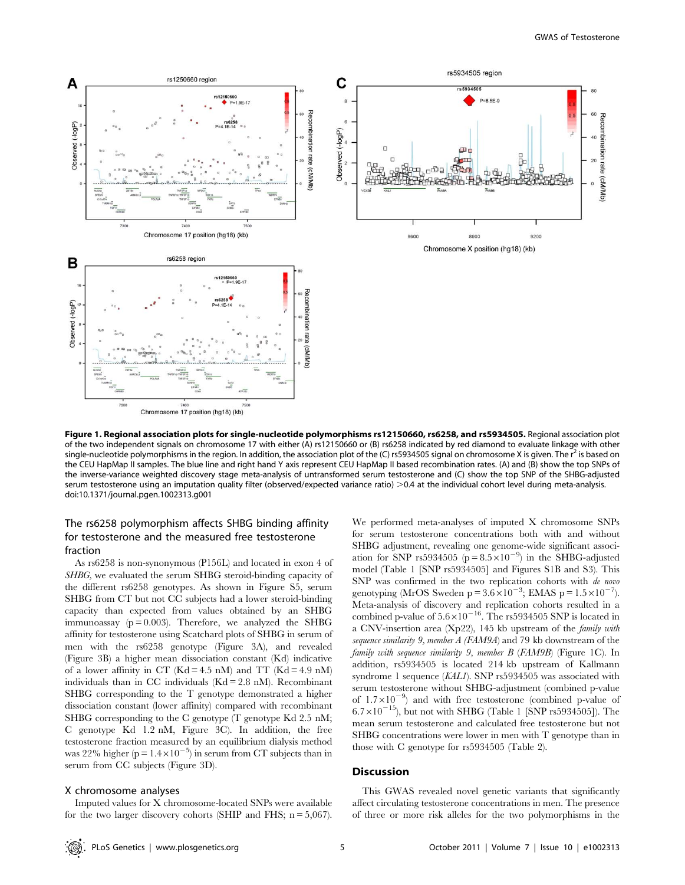**Figure 1. Regional association plots for single-nucleotide polymorphisms rs12150660, rs6258, and rs5934505.** Regional association plot of the two independent signals on chromosome 17 with either (A) rs12150660 or (B) rs6258 indicated by red diamond to evaluate linkage with other single-nucleotide polymorphisms in the region. In addition, the association plot of the (C) rs5934505 signal on chromosome X is given. The $r^2$ is based on the CEU HapMap II samples. The blue line and right hand Y axis represent CEU HapMap II based recombination rates. (A) and (B) show the top SNPs of the inverse-variance weighted discovery stage meta-analysis of untransformed serum testosterone and (C) show the top SNP of the SHBG-adjusted serum testosterone using an imputation quality filter (observed/expected variance ratio) >0.4 at the individual cohort level during meta-analysis.
doi:10.1371/journal.pgen.1002313.g001

### The rs6258 polymorphism affects SHBG binding affinity for testosterone and the measured free testosterone fraction

As rs6258 is non-synonymous (P156L) and located in exon 4 of *SHBG*, we evaluated the serum SHBG steroid-binding capacity of the different rs6258 genotypes. As shown in Figure S5, serum SHBG from CT but not CC subjects had a lower steroid-binding capacity than expected from values obtained by an SHBG immunoassay ($p = 0.003$). Therefore, we analyzed the SHBG affinity for testosterone using Scatchard plots of SHBG in serum of men with the rs6258 genotype (Figure 3A), and revealed (Figure 3B) a higher mean dissociation constant (Kd) indicative of a lower affinity in CT (Kd = 4.5 nM) and TT (Kd = 4.9 nM) individuals than in CC individuals (Kd = 2.8 nM). Recombinant SHBG corresponding to the T genotype demonstrated a higher dissociation constant (lower affinity) compared with recombinant SHBG corresponding to the C genotype (T genotype Kd 2.5 nM; C genotype Kd 1.2 nM, Figure 3C). In addition, the free testosterone fraction measured by an equilibrium dialysis method was 22% higher ($p = 1.4\times10^{-5}$) in serum from CT subjects than in serum from CC subjects (Figure 3D).

### X chromosome analyses

Imputed values for X chromosome-located SNPs were available for the two larger discovery cohorts (SHIP and FHS; n = 5,067). We performed meta-analyses of imputed X chromosome SNPs for serum testosterone concentrations both with and without SHBG adjustment, revealing one genome-wide significant association for SNP rs5934505 ($p = 8.5\times10^{-9}$) in the SHBG-adjusted model (Table 1 [SNP rs5934505] and Figures S1B and S3). This SNP was confirmed in the two replication cohorts with *de novo* genotyping (MrOS Sweden $p = 3.6\times10^{-3}$; EMAS $p = 1.5\times10^{-7}$). Meta-analysis of discovery and replication cohorts resulted in a combined p-value of $5.6\times10^{-16}$. The rs5934505 SNP is located in a CNV-insertion area (Xp22), 145 kb upstream of the *family with sequence similarity 9, member A (FAM9A)* and 79 kb downstream of the *family with sequence similarity 9, member B (FAM9B)* (Figure 1C). In addition, rs5934505 is located 214 kb upstream of Kallmann syndrome 1 sequence (*KAL1*). SNP rs5934505 was associated with serum testosterone without SHBG-adjustment (combined p-value of $1.7\times10^{-9}$) and with free testosterone (combined p-value of $6.7\times10^{-15}$), but not with SHBG (Table 1 [SNP rs5934505]). The mean serum testosterone and calculated free testosterone but not SHBG concentrations were lower in men with T genotype than in those with C genotype for rs5934505 (Table 2).

## Discussion

This GWAS revealed novel genetic variants that significantly affect circulating testosterone concentrations in men. The presence of three or more risk alleles for the two polymorphisms in the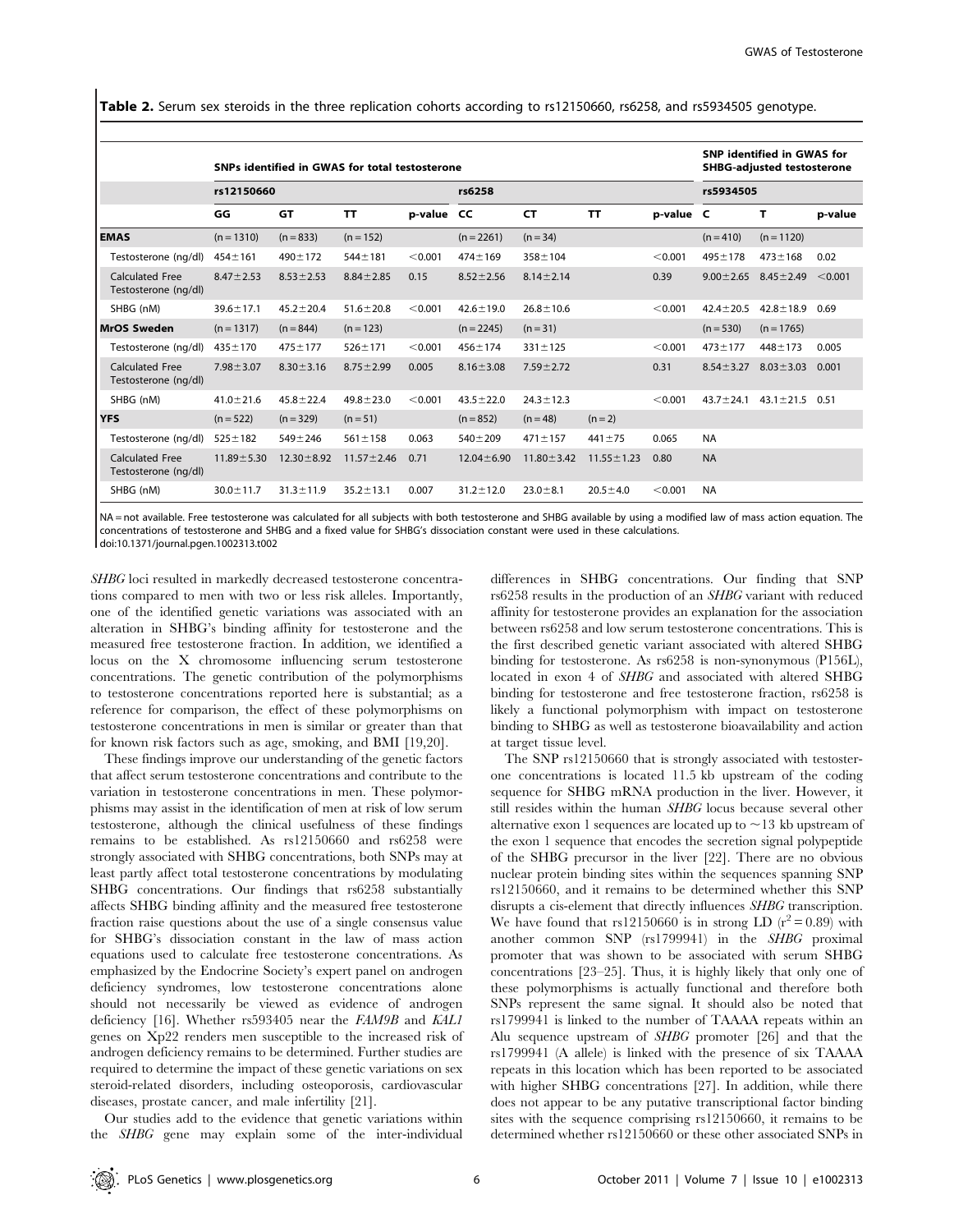**Table 2.** Serum sex steroids in the three replication cohorts according to rs12150660, rs6258, and rs5934505 genotype.

| | SNPs identified in GWAS for total testosterone | | | | | | | | SNP identified in GWAS for SHBG-adjusted testosterone | | |
|---|---|---|---|---|---|---|---|---|---|---|---|
| | rs12150660 | | | | rs6258 | | | | rs5934505 | | |
| | GG | GT | TT | p-value | CC | CT | TT | p-value | C | T | p-value |
| **EMAS** | (n = 1310) | (n = 833) | (n = 152) | | (n = 2261) | (n = 34) | | | (n = 410) | (n = 1120) | |
| Testosterone (ng/dl) | 454±161 | 490±172 | 544±181 | <0.001 | 474±169 | 358±104 | | <0.001 | 495±178 | 473±168 | 0.02 |
| Calculated Free Testosterone (ng/dl) | 8.47±2.53 | 8.53±2.53 | 8.84±2.85 | 0.15 | 8.52±2.56 | 8.14±2.14 | | 0.39 | 9.00±2.65 | 8.45±2.49 | <0.001 |
| SHBG (nM) | 39.6±17.1 | 45.2±20.4 | 51.6±20.8 | <0.001 | 42.6±19.0 | 26.8±10.6 | | <0.001 | 42.4±20.5 | 42.8±18.9 | 0.69 |
| **MrOS Sweden** | (n = 1317) | (n = 844) | (n = 123) | | (n = 2245) | (n = 31) | | | (n = 530) | (n = 1765) | |
| Testosterone (ng/dl) | 435±170 | 475±177 | 526±171 | <0.001 | 456±174 | 331±125 | | <0.001 | 473±177 | 448±173 | 0.005 |
| Calculated Free Testosterone (ng/dl) | 7.98±3.07 | 8.30±3.16 | 8.75±2.99 | 0.005 | 8.16±3.08 | 7.59±2.72 | | 0.31 | 8.54±3.27 | 8.03±3.03 | 0.001 |
| SHBG (nM) | 41.0±21.6 | 45.8±22.4 | 49.8±23.0 | <0.001 | 43.5±22.0 | 24.3±12.3 | | <0.001 | 43.7±24.1 | 43.1±21.5 | 0.51 |
| **YFS** | (n = 522) | (n = 329) | (n = 51) | | (n = 852) | (n = 48) | (n = 2) | | | | |
| Testosterone (ng/dl) | 525±182 | 549±246 | 561±158 | 0.063 | 540±209 | 471±157 | 441±75 | 0.065 | NA | | |
| Calculated Free Testosterone (ng/dl) | 11.89±5.30 | 12.30±8.92 | 11.57±2.46 | 0.71 | 12.04±6.90 | 11.80±3.42 | 11.55±1.23 | 0.80 | NA | | |
| SHBG (nM) | 30.0±11.7 | 31.3±11.9 | 35.2±13.1 | 0.007 | 31.2±12.0 | 23.0±8.1 | 20.5±4.0 | <0.001 | NA | | |

NA = not available. Free testosterone was calculated for all subjects with both testosterone and SHBG available by using a modified law of mass action equation. The concentrations of testosterone and SHBG and a fixed value for SHBG's dissociation constant were used in these calculations.
doi:10.1371/journal.pgen.1002313.t002

*SHBG* loci resulted in markedly decreased testosterone concentrations compared to men with two or less risk alleles. Importantly, one of the identified genetic variations was associated with an alteration in SHBG's binding affinity for testosterone and the measured free testosterone fraction. In addition, we identified a locus on the X chromosome influencing serum testosterone concentrations. The genetic contribution of the polymorphisms to testosterone concentrations reported here is substantial; as a reference for comparison, the effect of these polymorphisms on testosterone concentrations in men is similar or greater than that for known risk factors such as age, smoking, and BMI [19,20].

These findings improve our understanding of the genetic factors that affect serum testosterone concentrations and contribute to the variation in testosterone concentrations in men. These polymorphisms may assist in the identification of men at risk of low serum testosterone, although the clinical usefulness of these findings remains to be established. As rs12150660 and rs6258 were strongly associated with SHBG concentrations, both SNPs may at least partly affect total testosterone concentrations by modulating SHBG concentrations. Our findings that rs6258 substantially affects SHBG binding affinity and the measured free testosterone fraction raise questions about the use of a single consensus value for SHBG's dissociation constant in the law of mass action equations used to calculate free testosterone concentrations. As emphasized by the Endocrine Society's expert panel on androgen deficiency syndromes, low testosterone concentrations alone should not necessarily be viewed as evidence of androgen deficiency [16]. Whether rs593405 near the *FAM9B* and *KAL1* genes on Xp22 renders men susceptible to the increased risk of androgen deficiency remains to be determined. Further studies are required to determine the impact of these genetic variations on sex steroid-related disorders, including osteoporosis, cardiovascular diseases, prostate cancer, and male infertility [21].

Our studies add to the evidence that genetic variations within the *SHBG* gene may explain some of the inter-individual differences in SHBG concentrations. Our finding that SNP rs6258 results in the production of an *SHBG* variant with reduced affinity for testosterone provides an explanation for the association between rs6258 and low serum testosterone concentrations. This is the first described genetic variant associated with altered SHBG binding for testosterone. As rs6258 is non-synonymous (P156L), located in exon 4 of *SHBG* and associated with altered SHBG binding for testosterone and free testosterone fraction, rs6258 is likely a functional polymorphism with impact on testosterone binding to SHBG as well as testosterone bioavailability and action at target tissue level.

The SNP rs12150660 that is strongly associated with testosterone concentrations is located 11.5 kb upstream of the coding sequence for SHBG mRNA production in the liver. However, it still resides within the human *SHBG* locus because several other alternative exon 1 sequences are located up to ~13 kb upstream of the exon 1 sequence that encodes the secretion signal polypeptide of the SHBG precursor in the liver [22]. There are no obvious nuclear protein binding sites within the sequences spanning SNP rs12150660, and it remains to be determined whether this SNP disrupts a cis-element that directly influences *SHBG* transcription. We have found that rs12150660 is in strong LD ($r^2 = 0.89$) with another common SNP (rs1799941) in the *SHBG* proximal promoter that was shown to be associated with serum SHBG concentrations [23–25]. Thus, it is highly likely that only one of these polymorphisms is actually functional and therefore both SNPs represent the same signal. It should also be noted that rs1799941 is linked to the number of TAAAA repeats within an Alu sequence upstream of *SHBG* promoter [26] and that the rs1799941 (A allele) is linked with the presence of six TAAAA repeats in this location which has been reported to be associated with higher SHBG concentrations [27]. In addition, while there does not appear to be any putative transcriptional factor binding sites with the sequence comprising rs12150660, it remains to be determined whether rs12150660 or these other associated SNPs in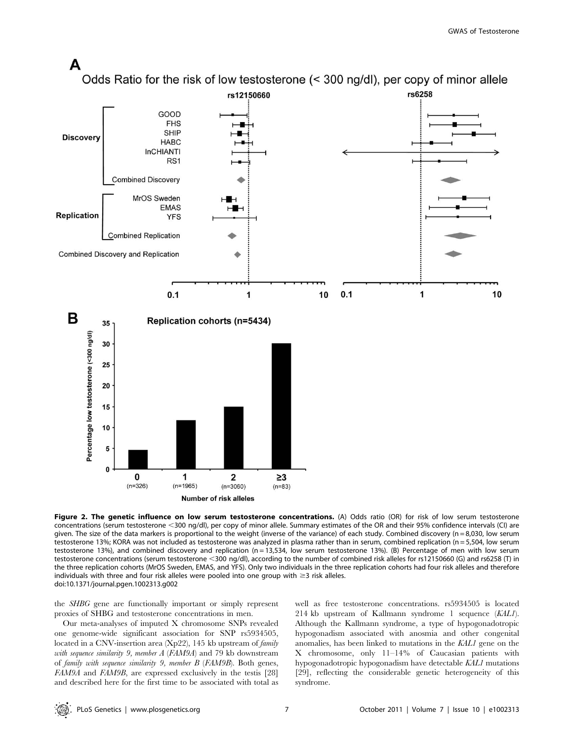**Figure 2. The genetic influence on low serum testosterone concentrations.** (A) Odds ratio (OR) for risk of low serum testosterone concentrations (serum testosterone <300 ng/dl), per copy of minor allele. Summary estimates of the OR and their 95% confidence intervals (CI) are given. The size of the data markers is proportional to the weight (inverse of the variance) of each study. Combined discovery (n = 8,030, low serum testosterone 13%; KORA was not included as testosterone was analyzed in plasma rather than in serum, combined replication (n = 5,504, low serum testosterone 13%), and combined discovery and replication (n = 13,534, low serum testosterone 13%). (B) Percentage of men with low serum testosterone concentrations (serum testosterone <300 ng/dl), according to the number of combined risk alleles for rs12150660 (G) and rs6258 (T) in the three replication cohorts (MrOS Sweden, EMAS, and YFS). Only two individuals in the three replication cohorts had four risk alleles and therefore individuals with three and four risk alleles were pooled into one group with ≥3 risk alleles.
doi:10.1371/journal.pgen.1002313.g002

the *SHBG* gene are functionally important or simply represent proxies of SHBG and testosterone concentrations in men.

Our meta-analyses of imputed X chromosome SNPs revealed one genome-wide significant association for SNP rs5934505, located in a CNV-insertion area (Xp22), 145 kb upstream of *family with sequence similarity 9, member A* (*FAM9A*) and 79 kb downstream of *family with sequence similarity 9, member B* (*FAM9B*). Both genes, *FAM9A* and *FAM9B*, are expressed exclusively in the testis [28] and described here for the first time to be associated with total as well as free testosterone concentrations. rs5934505 is located 214 kb upstream of Kallmann syndrome 1 sequence (*KAL1*). Although the Kallmann syndrome, a type of hypogonadotropic hypogonadism associated with anosmia and other congenital anomalies, has been linked to mutations in the *KAL1* gene on the X chromosome, only 11–14% of Caucasian patients with hypogonadotropic hypogonadism have detectable *KAL1* mutations [29], reflecting the considerable genetic heterogeneity of this syndrome.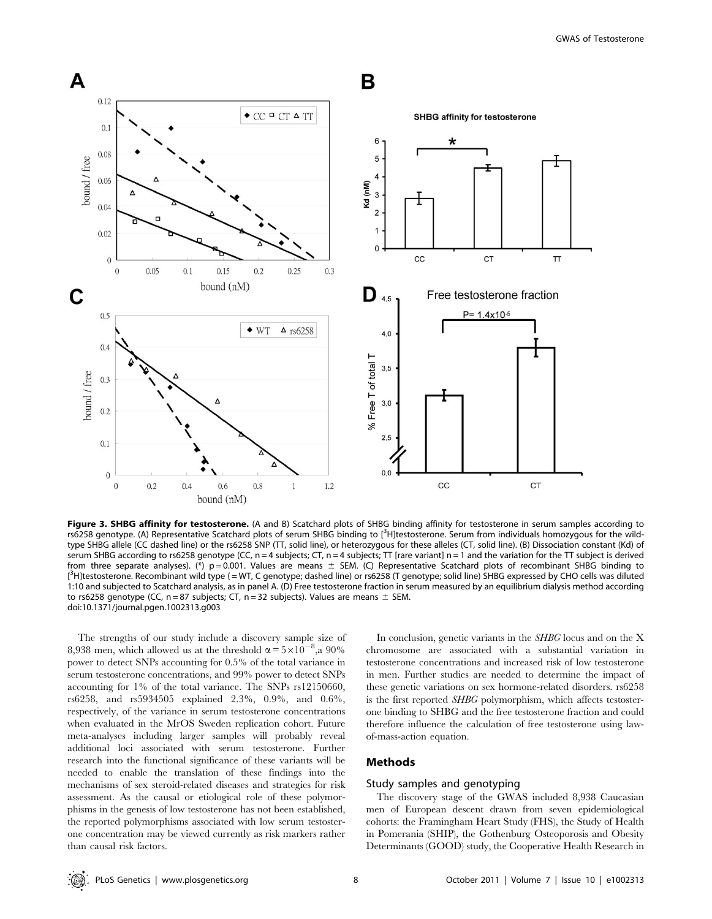**Figure 3. SHBG affinity for testosterone.** (A and B) Scatchard plots of SHBG binding affinity for testosterone in serum samples according to rs6258 genotype. (A) Representative Scatchard plots of serum SHBG binding to [$^{3}$H]testosterone. Serum from individuals homozygous for the wild-type SHBG allele (CC dashed line) or the rs6258 SNP (TT, solid line), or heterozygous for these alleles (CT, solid line). (B) Dissociation constant (Kd) of serum SHBG according to rs6258 genotype (CC, n = 4 subjects; CT, n = 4 subjects; TT [rare variant] n = 1 and the variation for the TT subject is derived from three separate analyses). (*) p = 0.001. Values are means ± SEM. (C) Representative Scatchard plots of recombinant SHBG binding to [$^{3}$H]testosterone. Recombinant wild type ( = WT, C genotype; dashed line) or rs6258 (T genotype; solid line) SHBG expressed by CHO cells was diluted 1:10 and subjected to Scatchard analysis, as in panel A. (D) Free testosterone fraction in serum measured by an equilibrium dialysis method according to rs6258 genotype (CC, n = 87 subjects; CT, n = 32 subjects). Values are means ± SEM.
doi:10.1371/journal.pgen.1002313.g003

The strengths of our study include a discovery sample size of 8,938 men, which allowed us at the threshold $\alpha = 5\times10^{-8}$,a 90% power to detect SNPs accounting for 0.5% of the total variance in serum testosterone concentrations, and 99% power to detect SNPs accounting for 1% of the total variance. The SNPs rs12150660, rs6258, and rs5934505 explained 2.3%, 0.9%, and 0.6%, respectively, of the variance in serum testosterone concentrations when evaluated in the MrOS Sweden replication cohort. Future meta-analyses including larger samples will probably reveal additional loci associated with serum testosterone. Further research into the functional significance of these variants will be needed to enable the translation of these findings into the mechanisms of sex steroid-related diseases and strategies for risk assessment. As the causal or etiological role of these polymorphisms in the genesis of low testosterone has not been established, the reported polymorphisms associated with low serum testosterone concentration may be viewed currently as risk markers rather than causal risk factors.

In conclusion, genetic variants in the *SHBG* locus and on the X chromosome are associated with a substantial variation in testosterone concentrations and increased risk of low testosterone in men. Further studies are needed to determine the impact of these genetic variations on sex hormone-related disorders. rs6258 is the first reported *SHBG* polymorphism, which affects testosterone binding to SHBG and the free testosterone fraction and could therefore influence the calculation of free testosterone using law-of-mass-action equation.

## Methods

### Study samples and genotyping

The discovery stage of the GWAS included 8,938 Caucasian men of European descent drawn from seven epidemiological cohorts: the Framingham Heart Study (FHS), the Study of Health in Pomerania (SHIP), the Gothenburg Osteoporosis and Obesity Determinants (GOOD) study, the Cooperative Health Research in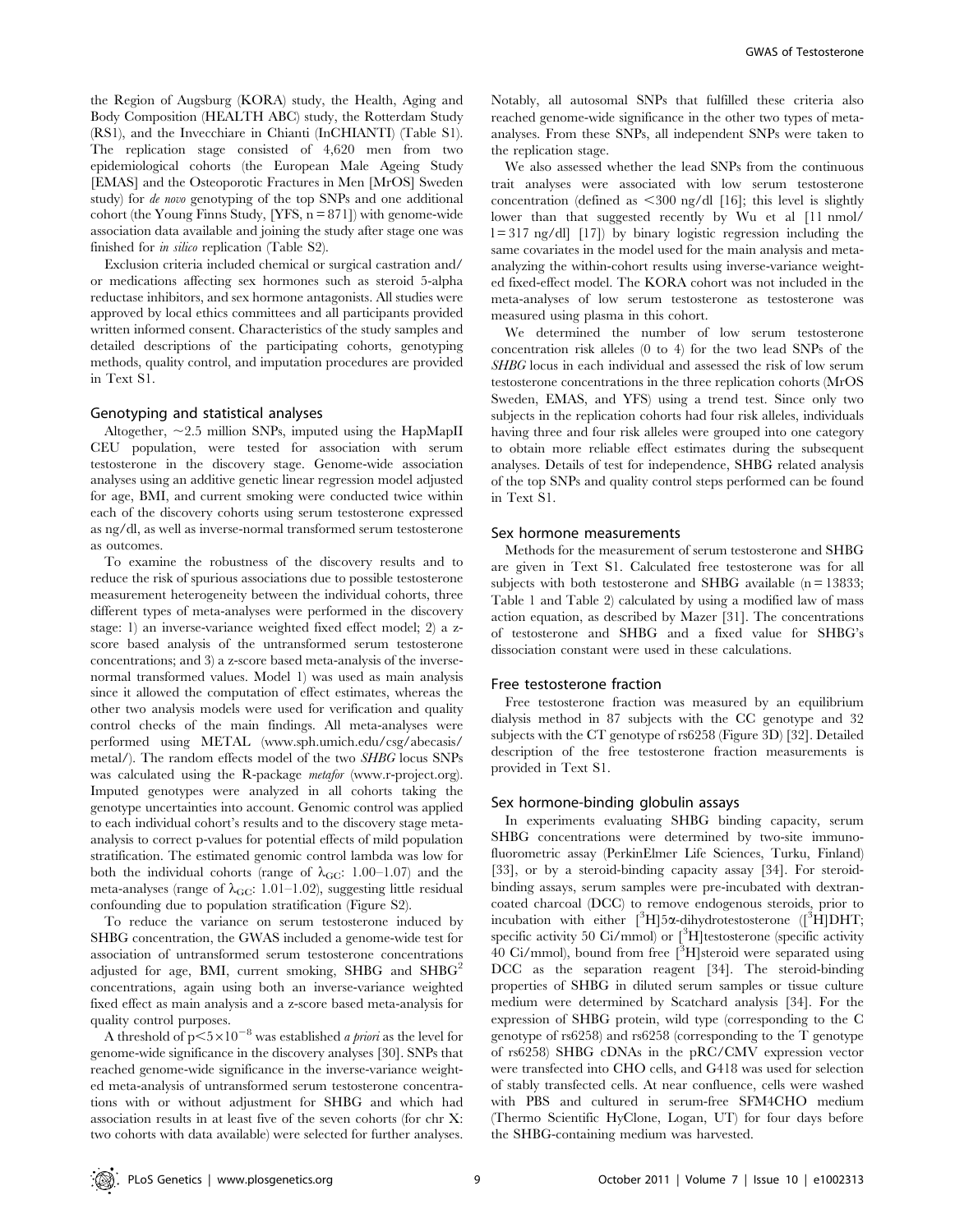the Region of Augsburg (KORA) study, the Health, Aging and Body Composition (HEALTH ABC) study, the Rotterdam Study (RS1), and the Invecchiare in Chianti (InCHIANTI) (Table S1). The replication stage consisted of 4,620 men from two epidemiological cohorts (the European Male Ageing Study [EMAS] and the Osteoporotic Fractures in Men [MrOS] Sweden study) for *de novo* genotyping of the top SNPs and one additional cohort (the Young Finns Study, [YFS, n = 871]) with genome-wide association data available and joining the study after stage one was finished for *in silico* replication (Table S2).

Exclusion criteria included chemical or surgical castration and/or medications affecting sex hormones such as steroid 5-alpha reductase inhibitors, and sex hormone antagonists. All studies were approved by local ethics committees and all participants provided written informed consent. Characteristics of the study samples and detailed descriptions of the participating cohorts, genotyping methods, quality control, and imputation procedures are provided in Text S1.

### Genotyping and statistical analyses

Altogether, ~2.5 million SNPs, imputed using the HapMapII CEU population, were tested for association with serum testosterone in the discovery stage. Genome-wide association analyses using an additive genetic linear regression model adjusted for age, BMI, and current smoking were conducted twice within each of the discovery cohorts using serum testosterone expressed as ng/dl, as well as inverse-normal transformed serum testosterone as outcomes.

To examine the robustness of the discovery results and to reduce the risk of spurious associations due to possible testosterone measurement heterogeneity between the individual cohorts, three different types of meta-analyses were performed in the discovery stage: 1) an inverse-variance weighted fixed effect model; 2) a z-score based analysis of the untransformed serum testosterone concentrations; and 3) a z-score based meta-analysis of the inverse-normal transformed values. Model 1) was used as main analysis since it allowed the computation of effect estimates, whereas the other two analysis models were used for verification and quality control checks of the main findings. All meta-analyses were performed using METAL (www.sph.umich.edu/csg/abecasis/metal/). The random effects model of the two *SHBG* locus SNPs was calculated using the R-package *metafor* (www.r-project.org). Imputed genotypes were analyzed in all cohorts taking the genotype uncertainties into account. Genomic control was applied to each individual cohort's results and to the discovery stage meta-analysis to correct p-values for potential effects of mild population stratification. The estimated genomic control lambda was low for both the individual cohorts (range of $\lambda_{GC}$: 1.00–1.07) and the meta-analyses (range of $\lambda_{GC}$: 1.01–1.02), suggesting little residual confounding due to population stratification (Figure S2).

To reduce the variance on serum testosterone induced by SHBG concentration, the GWAS included a genome-wide test for association of untransformed serum testosterone concentrations adjusted for age, BMI, current smoking, SHBG and $SHBG^2$ concentrations, again using both an inverse-variance weighted fixed effect as main analysis and a z-score based meta-analysis for quality control purposes.

A threshold of $p < 5 \times 10^{-8}$ was established *a priori* as the level for genome-wide significance in the discovery analyses [30]. SNPs that reached genome-wide significance in the inverse-variance weighted meta-analysis of untransformed serum testosterone concentrations with or without adjustment for SHBG and which had association results in at least five of the seven cohorts (for chr X: two cohorts with data available) were selected for further analyses. Notably, all autosomal SNPs that fulfilled these criteria also reached genome-wide significance in the other two types of meta-analyses. From these SNPs, all independent SNPs were taken to the replication stage.

We also assessed whether the lead SNPs from the continuous trait analyses were associated with low serum testosterone concentration (defined as <300 ng/dl [16]; this level is slightly lower than that suggested recently by Wu et al [11 nmol/l = 317 ng/dl] [17]) by binary logistic regression including the same covariates in the model used for the main analysis and meta-analyzing the within-cohort results using inverse-variance weighted fixed-effect model. The KORA cohort was not included in the meta-analyses of low serum testosterone as testosterone was measured using plasma in this cohort.

We determined the number of low serum testosterone concentration risk alleles (0 to 4) for the two lead SNPs of the *SHBG* locus in each individual and assessed the risk of low serum testosterone concentrations in the three replication cohorts (MrOS Sweden, EMAS, and YFS) using a trend test. Since only two subjects in the replication cohorts had four risk alleles, individuals having three and four risk alleles were grouped into one category to obtain more reliable effect estimates during the subsequent analyses. Details of test for independence, SHBG related analysis of the top SNPs and quality control steps performed can be found in Text S1.

### Sex hormone measurements

Methods for the measurement of serum testosterone and SHBG are given in Text S1. Calculated free testosterone was for all subjects with both testosterone and SHBG available (n = 13833; Table 1 and Table 2) calculated by using a modified law of mass action equation, as described by Mazer [31]. The concentrations of testosterone and SHBG and a fixed value for SHBG's dissociation constant were used in these calculations.

### Free testosterone fraction

Free testosterone fraction was measured by an equilibrium dialysis method in 87 subjects with the CC genotype and 32 subjects with the CT genotype of rs6258 (Figure 3D) [32]. Detailed description of the free testosterone fraction measurements is provided in Text S1.

### Sex hormone-binding globulin assays

In experiments evaluating SHBG binding capacity, serum SHBG concentrations were determined by two-site immunofluorometric assay (PerkinElmer Life Sciences, Turku, Finland) [33], or by a steroid-binding capacity assay [34]. For steroid-binding assays, serum samples were pre-incubated with dextran-coated charcoal (DCC) to remove endogenous steroids, prior to incubation with either [$^3$H]5α-dihydrotestosterone ([$^3$H]DHT; specific activity 50 Ci/mmol) or [$^3$H]testosterone (specific activity 40 Ci/mmol), bound from free [$^3$H]steroid were separated using DCC as the separation reagent [34]. The steroid-binding properties of SHBG in diluted serum samples or tissue culture medium were determined by Scatchard analysis [34]. For the expression of SHBG protein, wild type (corresponding to the C genotype of rs6258) and rs6258 (corresponding to the T genotype of rs6258) SHBG cDNAs in the pRC/CMV expression vector were transfected into CHO cells, and G418 was used for selection of stably transfected cells. At near confluence, cells were washed with PBS and cultured in serum-free SFM4CHO medium (Thermo Scientific HyClone, Logan, UT) for four days before the SHBG-containing medium was harvested.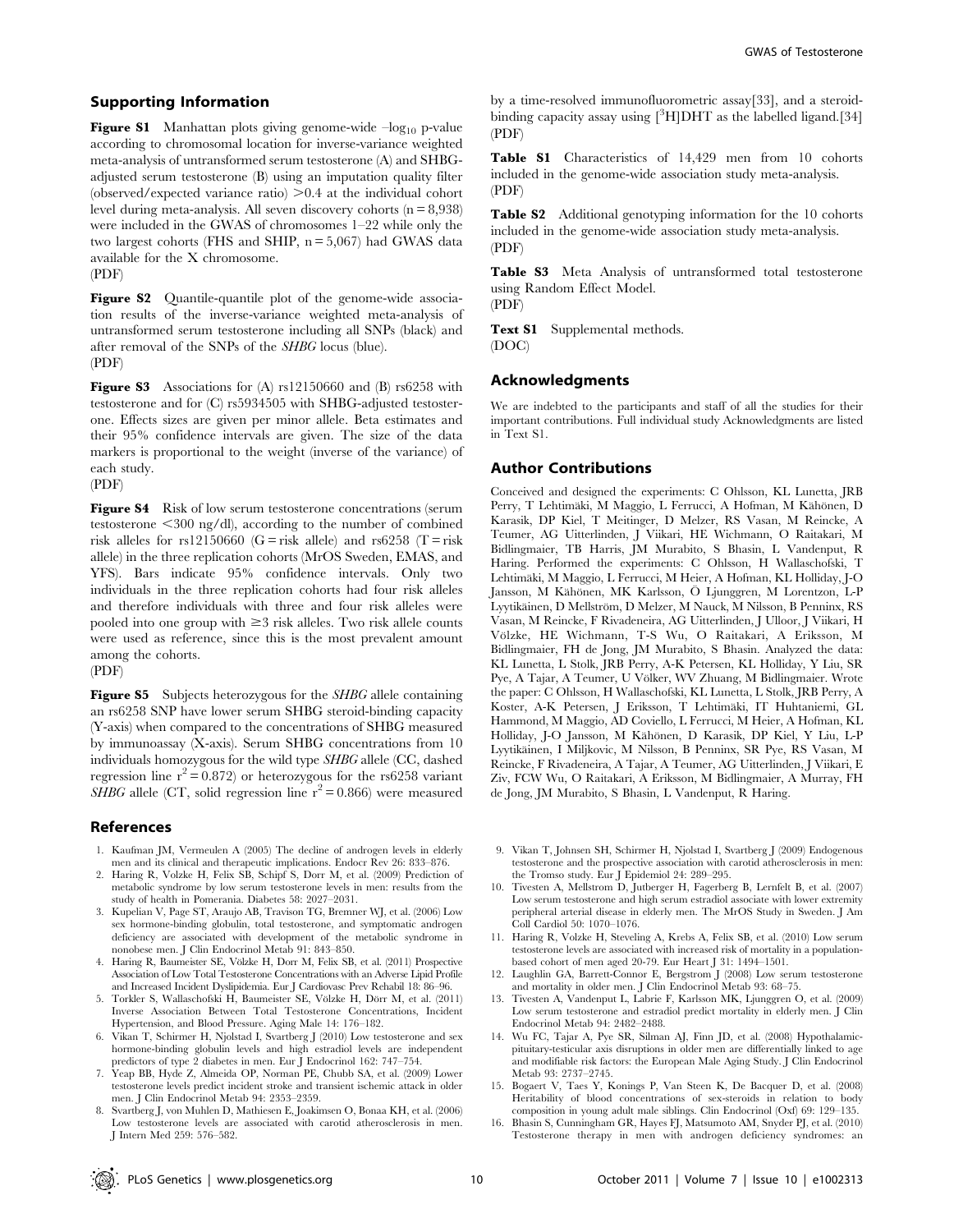## Supporting Information

**Figure S1** Manhattan plots giving genome-wide $-\log_{10}$ p-value according to chromosomal location for inverse-variance weighted meta-analysis of untransformed serum testosterone (A) and SHBG-adjusted serum testosterone (B) using an imputation quality filter (observed/expected variance ratio) >0.4 at the individual cohort level during meta-analysis. All seven discovery cohorts (n = 8,938) were included in the GWAS of chromosomes 1–22 while only the two largest cohorts (FHS and SHIP, n = 5,067) had GWAS data available for the X chromosome.
(PDF)

**Figure S2** Quantile-quantile plot of the genome-wide association results of the inverse-variance weighted meta-analysis of untransformed serum testosterone including all SNPs (black) and after removal of the SNPs of the *SHBG* locus (blue).
(PDF)

**Figure S3** Associations for (A) rs12150660 and (B) rs6258 with testosterone and for (C) rs5934505 with SHBG-adjusted testosterone. Effects sizes are given per minor allele. Beta estimates and their 95% confidence intervals are given. The size of the data markers is proportional to the weight (inverse of the variance) of each study.
(PDF)

**Figure S4** Risk of low serum testosterone concentrations (serum testosterone <300 ng/dl), according to the number of combined risk alleles for rs12150660 (G = risk allele) and rs6258 (T = risk allele) in the three replication cohorts (MrOS Sweden, EMAS, and YFS). Bars indicate 95% confidence intervals. Only two individuals in the three replication cohorts had four risk alleles and therefore individuals with three and four risk alleles were pooled into one group with ≥3 risk alleles. Two risk allele counts were used as reference, since this is the most prevalent amount among the cohorts.
(PDF)

**Figure S5** Subjects heterozygous for the *SHBG* allele containing an rs6258 SNP have lower serum SHBG steroid-binding capacity (Y-axis) when compared to the concentrations of SHBG measured by immunoassay (X-axis). Serum SHBG concentrations from 10 individuals homozygous for the wild type *SHBG* allele (CC, dashed regression line $r^2 = 0.872$) or heterozygous for the rs6258 variant *SHBG* allele (CT, solid regression line $r^2 = 0.866$) were measured by a time-resolved immunofluorometric assay[33], and a steroid-binding capacity assay using [$^3$H]DHT as the labelled ligand.[34]
(PDF)

**Table S1** Characteristics of 14,429 men from 10 cohorts included in the genome-wide association study meta-analysis.
(PDF)

**Table S2** Additional genotyping information for the 10 cohorts included in the genome-wide association study meta-analysis.
(PDF)

**Table S3** Meta Analysis of untransformed total testosterone using Random Effect Model.
(PDF)

**Text S1** Supplemental methods.
(DOC)

## Acknowledgments

We are indebted to the participants and staff of all the studies for their important contributions. Full individual study Acknowledgments are listed in Text S1.

## Author Contributions

Conceived and designed the experiments: C Ohlsson, KL Lunetta, JRB Perry, T Lehtimäki, M Maggio, L Ferrucci, A Hofman, M Kähönen, D Karasik, DP Kiel, T Meitinger, D Melzer, RS Vasan, M Reincke, A Teumer, AG Uitterlinden, J Viikari, HE Wichmann, O Raitakari, M Bidlingmaier, TB Harris, JM Murabito, S Bhasin, L Vandenput, R Haring. Performed the experiments: C Ohlsson, H Wallaschofski, T Lehtimäki, M Maggio, L Ferrucci, M Heier, A Hofman, KL Holliday, J-O Jansson, M Kähönen, MK Karlsson, Ö Ljunggren, M Lorentzon, L-P Lyytikäinen, D Mellström, D Melzer, M Nauck, M Nilsson, B Penninx, RS Vasan, M Reincke, F Rivadeneira, AG Uitterlinden, J Ulloor, J Viikari, H Völzke, HE Wichmann, T-S Wu, O Raitakari, A Eriksson, M Bidlingmaier, FH de Jong, JM Murabito, S Bhasin. Analyzed the data: KL Lunetta, L Stolk, JRB Perry, A-K Petersen, KL Holliday, Y Liu, SR Pye, A Tajar, A Teumer, U Völker, WV Zhuang, M Bidlingmaier. Wrote the paper: C Ohlsson, H Wallaschofski, KL Lunetta, L Stolk, JRB Perry, A Koster, A-K Petersen, J Eriksson, T Lehtimäki, IT Huhtaniemi, GL Hammond, M Maggio, AD Coviello, L Ferrucci, M Heier, A Hofman, KL Holliday, J-O Jansson, M Kähönen, D Karasik, DP Kiel, Y Liu, L-P Lyytikäinen, I Miljkovic, M Nilsson, B Penninx, SR Pye, RS Vasan, M Reincke, F Rivadeneira, A Tajar, A Teumer, AG Uitterlinden, J Viikari, E Ziv, FCW Wu, O Raitakari, A Eriksson, M Bidlingmaier, A Murray, FH de Jong, JM Murabito, S Bhasin, L Vandenput, R Haring.

## References

1. Kaufman JM, Vermeulen A (2005) The decline of androgen levels in elderly men and its clinical and therapeutic implications. Endocr Rev 26: 833–876.
2. Haring R, Volzke H, Felix SB, Schipf S, Dorr M, et al. (2009) Prediction of metabolic syndrome by low serum testosterone levels in men: results from the study of health in Pomerania. Diabetes 58: 2027–2031.
3. Kupelian V, Page ST, Araujo AB, Travison TG, Bremner WJ, et al. (2006) Low sex hormone-binding globulin, total testosterone, and symptomatic androgen deficiency are associated with development of the metabolic syndrome in nonobese men. J Clin Endocrinol Metab 91: 843–850.
4. Haring R, Baumeister SE, Völzke H, Dorr M, Felix SB, et al. (2011) Prospective Association of Low Total Testosterone Concentrations with an Adverse Lipid Profile and Increased Incident Dyslipidemia. Eur J Cardiovasc Prev Rehabil 18: 86–96.
5. Torkler S, Wallaschofski H, Baumeister SE, Völzke H, Dörr M, et al. (2011) Inverse Association Between Total Testosterone Concentrations, Incident Hypertension, and Blood Pressure. Aging Male 14: 176–182.
6. Vikan T, Schirmer H, Njolstad I, Svartberg J (2010) Low testosterone and sex hormone-binding globulin levels and high estradiol levels are independent predictors of type 2 diabetes in men. Eur J Endocrinol 162: 747–754.
7. Yeap BB, Hyde Z, Almeida OP, Norman PE, Chubb SA, et al. (2009) Lower testosterone levels predict incident stroke and transient ischemic attack in older men. J Clin Endocrinol Metab 94: 2353–2359.
8. Svartberg J, von Muhlen D, Mathiesen E, Joakimsen O, Bonaa KH, et al. (2006) Low testosterone levels are associated with carotid atherosclerosis in men. J Intern Med 259: 576–582.
9. Vikan T, Johnsen SH, Schirmer H, Njolstad I, Svartberg J (2009) Endogenous testosterone and the prospective association with carotid atherosclerosis in men: the Tromso study. Eur J Epidemiol 24: 289–295.
10. Tivesten A, Mellstrom D, Jutberger H, Fagerberg B, Lernfelt B, et al. (2007) Low serum testosterone and high serum estradiol associate with lower extremity peripheral arterial disease in elderly men. The MrOS Study in Sweden. J Am Coll Cardiol 50: 1070–1076.
11. Haring R, Volzke H, Steveling A, Krebs A, Felix SB, et al. (2010) Low serum testosterone levels are associated with increased risk of mortality in a population-based cohort of men aged 20-79. Eur Heart J 31: 1494–1501.
12. Laughlin GA, Barrett-Connor E, Bergstrom J (2008) Low serum testosterone and mortality in older men. J Clin Endocrinol Metab 93: 68–75.
13. Tivesten A, Vandenput L, Labrie F, Karlsson MK, Ljunggren O, et al. (2009) Low serum testosterone and estradiol predict mortality in elderly men. J Clin Endocrinol Metab 94: 2482–2488.
14. Wu FC, Tajar A, Pye SR, Silman AJ, Finn JD, et al. (2008) Hypothalamic-pituitary-testicular axis disruptions in older men are differentially linked to age and modifiable risk factors: the European Male Aging Study. J Clin Endocrinol Metab 93: 2737–2745.
15. Bogaert V, Taes Y, Konings P, Van Steen K, De Bacquer D, et al. (2008) Heritability of blood concentrations of sex-steroids in relation to body composition in young adult male siblings. Clin Endocrinol (Oxf) 69: 129–135.
16. Bhasin S, Cunningham GR, Hayes FJ, Matsumoto AM, Snyder PJ, et al. (2010) Testosterone therapy in men with androgen deficiency syndromes: an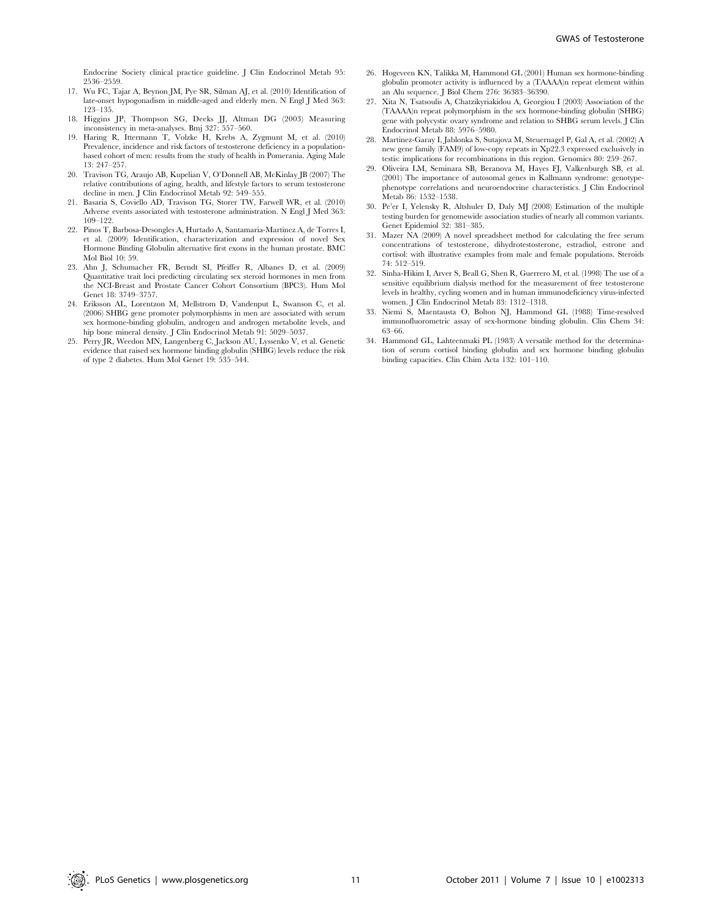Endocrine Society clinical practice guideline. J Clin Endocrinol Metab 95: 2536–2559.

17. Wu FC, Tajar A, Beynon JM, Pye SR, Silman AJ, et al. (2010) Identification of late-onset hypogonadism in middle-aged and elderly men. N Engl J Med 363: 123–135.
18. Higgins JP, Thompson SG, Deeks JJ, Altman DG (2003) Measuring inconsistency in meta-analyses. Bmj 327: 557–560.
19. Haring R, Ittermann T, Volzke H, Krebs A, Zygmunt M, et al. (2010) Prevalence, incidence and risk factors of testosterone deficiency in a population-based cohort of men: results from the study of health in Pomerania. Aging Male 13: 247–257.
20. Travison TG, Araujo AB, Kupelian V, O'Donnell AB, McKinlay JB (2007) The relative contributions of aging, health, and lifestyle factors to serum testosterone decline in men. J Clin Endocrinol Metab 92: 549–555.
21. Basaria S, Coviello AD, Travison TG, Storer TW, Farwell WR, et al. (2010) Adverse events associated with testosterone administration. N Engl J Med 363: 109–122.
22. Pinos T, Barbosa-Desongles A, Hurtado A, Santamaria-Martinez A, de Torres I, et al. (2009) Identification, characterization and expression of novel Sex Hormone Binding Globulin alternative first exons in the human prostate. BMC Mol Biol 10: 59.
23. Ahn J, Schumacher FR, Berndt SI, Pfeiffer R, Albanes D, et al. (2009) Quantitative trait loci predicting circulating sex steroid hormones in men from the NCI-Breast and Prostate Cancer Cohort Consortium (BPC3). Hum Mol Genet 18: 3749–3757.
24. Eriksson AL, Lorentzon M, Mellstrom D, Vandenput L, Swanson C, et al. (2006) SHBG gene promoter polymorphisms in men are associated with serum sex hormone-binding globulin, androgen and androgen metabolite levels, and hip bone mineral density. J Clin Endocrinol Metab 91: 5029–5037.
25. Perry JR, Weedon MN, Langenberg C, Jackson AU, Lyssenko V, et al. Genetic evidence that raised sex hormone binding globulin (SHBG) levels reduce the risk of type 2 diabetes. Hum Mol Genet 19: 535–544.
26. Hogeveen KN, Talikka M, Hammond GL (2001) Human sex hormone-binding globulin promoter activity is influenced by a (TAAAA)n repeat element within an Alu sequence. J Biol Chem 276: 36383–36390.
27. Xita N, Tsatsoulis A, Chatzikyriakidou A, Georgiou I (2003) Association of the (TAAAA)n repeat polymorphism in the sex hormone-binding globulin (SHBG) gene with polycystic ovary syndrome and relation to SHBG serum levels. J Clin Endocrinol Metab 88: 5976–5980.
28. Martinez-Garay I, Jablonka S, Sutajova M, Steuernagel P, Gal A, et al. (2002) A new gene family (FAM9) of low-copy repeats in Xp22.3 expressed exclusively in testis: implications for recombinations in this region. Genomics 80: 259–267.
29. Oliveira LM, Seminara SB, Beranova M, Hayes FJ, Valkenburgh SB, et al. (2001) The importance of autosomal genes in Kallmann syndrome: genotype-phenotype correlations and neuroendocrine characteristics. J Clin Endocrinol Metab 86: 1532–1538.
30. Pe'er I, Yelensky R, Altshuler D, Daly MJ (2008) Estimation of the multiple testing burden for genomewide association studies of nearly all common variants. Genet Epidemiol 32: 381–385.
31. Mazer NA (2009) A novel spreadsheet method for calculating the free serum concentrations of testosterone, dihydrotestosterone, estradiol, estrone and cortisol: with illustrative examples from male and female populations. Steroids 74: 512–519.
32. Sinha-Hikim I, Arver S, Beall G, Shen R, Guerrero M, et al. (1998) The use of a sensitive equilibrium dialysis method for the measurement of free testosterone levels in healthy, cycling women and in human immunodeficiency virus-infected women. J Clin Endocrinol Metab 83: 1312–1318.
33. Niemi S, Maentausta O, Bolton NJ, Hammond GL (1988) Time-resolved immunofluorometric assay of sex-hormone binding globulin. Clin Chem 34: 63–66.
34. Hammond GL, Lahteenmaki PL (1983) A versatile method for the determination of serum cortisol binding globulin and sex hormone binding globulin binding capacities. Clin Chim Acta 132: 101–110.